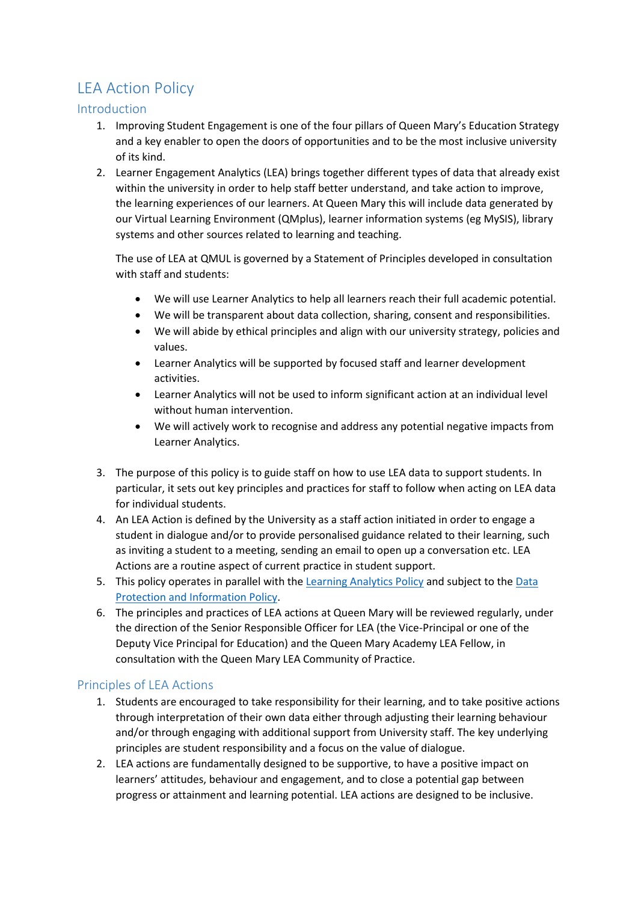# LEA Action Policy

## Introduction

1. Improving Student Engagement is one of the four pillars of Queen Mary's Education Strategy and a key enabler to open the doors of opportunities and to be the most inclusive university of its kind.
2. Learner Engagement Analytics (LEA) brings together different types of data that already exist within the university in order to help staff better understand, and take action to improve, the learning experiences of our learners. At Queen Mary this will include data generated by our Virtual Learning Environment (QMplus), learner information systems (eg MySIS), library systems and other sources related to learning and teaching.

   The use of LEA at QMUL is governed by a Statement of Principles developed in consultation with staff and students:

   - We will use Learner Analytics to help all learners reach their full academic potential.
   - We will be transparent about data collection, sharing, consent and responsibilities.
   - We will abide by ethical principles and align with our university strategy, policies and values.
   - Learner Analytics will be supported by focused staff and learner development activities.
   - Learner Analytics will not be used to inform significant action at an individual level without human intervention.
   - We will actively work to recognise and address any potential negative impacts from Learner Analytics.

3. The purpose of this policy is to guide staff on how to use LEA data to support students. In particular, it sets out key principles and practices for staff to follow when acting on LEA data for individual students.
4. An LEA Action is defined by the University as a staff action initiated in order to engage a student in dialogue and/or to provide personalised guidance related to their learning, such as inviting a student to a meeting, sending an email to open up a conversation etc. LEA Actions are a routine aspect of current practice in student support.
5. This policy operates in parallel with the [Learning Analytics Policy] and subject to the [Data Protection and Information Policy].
6. The principles and practices of LEA actions at Queen Mary will be reviewed regularly, under the direction of the Senior Responsible Officer for LEA (the Vice-Principal or one of the Deputy Vice Principal for Education) and the Queen Mary Academy LEA Fellow, in consultation with the Queen Mary LEA Community of Practice.

## Principles of LEA Actions

1. Students are encouraged to take responsibility for their learning, and to take positive actions through interpretation of their own data either through adjusting their learning behaviour and/or through engaging with additional support from University staff. The key underlying principles are student responsibility and a focus on the value of dialogue.
2. LEA actions are fundamentally designed to be supportive, to have a positive impact on learners' attitudes, behaviour and engagement, and to close a potential gap between progress or attainment and learning potential. LEA actions are designed to be inclusive.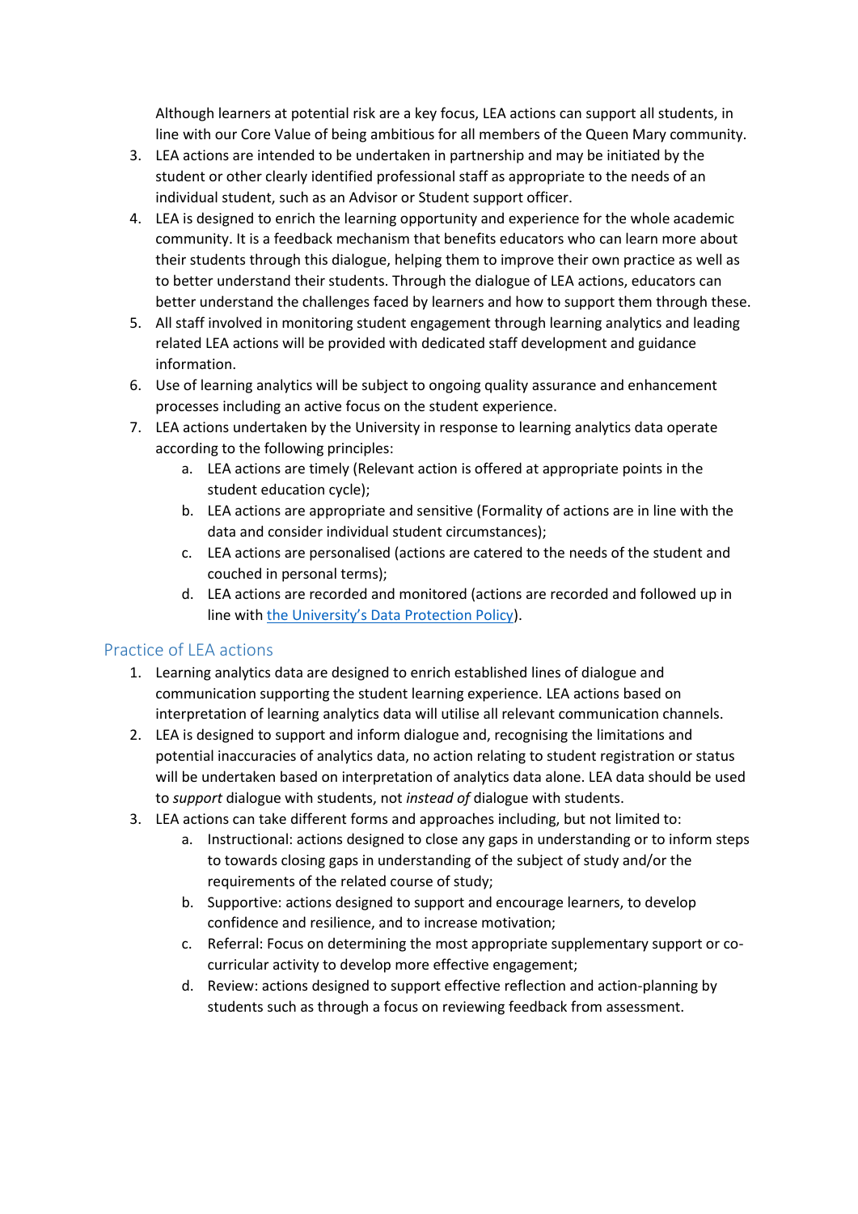Although learners at potential risk are a key focus, LEA actions can support all students, in line with our Core Value of being ambitious for all members of the Queen Mary community.

3. LEA actions are intended to be undertaken in partnership and may be initiated by the student or other clearly identified professional staff as appropriate to the needs of an individual student, such as an Advisor or Student support officer.
4. LEA is designed to enrich the learning opportunity and experience for the whole academic community. It is a feedback mechanism that benefits educators who can learn more about their students through this dialogue, helping them to improve their own practice as well as to better understand their students. Through the dialogue of LEA actions, educators can better understand the challenges faced by learners and how to support them through these.
5. All staff involved in monitoring student engagement through learning analytics and leading related LEA actions will be provided with dedicated staff development and guidance information.
6. Use of learning analytics will be subject to ongoing quality assurance and enhancement processes including an active focus on the student experience.
7. LEA actions undertaken by the University in response to learning analytics data operate according to the following principles:
    a. LEA actions are timely (Relevant action is offered at appropriate points in the student education cycle);
    b. LEA actions are appropriate and sensitive (Formality of actions are in line with the data and consider individual student circumstances);
    c. LEA actions are personalised (actions are catered to the needs of the student and couched in personal terms);
    d. LEA actions are recorded and monitored (actions are recorded and followed up in line with [the University's Data Protection Policy]).

## Practice of LEA actions

1. Learning analytics data are designed to enrich established lines of dialogue and communication supporting the student learning experience. LEA actions based on interpretation of learning analytics data will utilise all relevant communication channels.
2. LEA is designed to support and inform dialogue and, recognising the limitations and potential inaccuracies of analytics data, no action relating to student registration or status will be undertaken based on interpretation of analytics data alone. LEA data should be used to *support* dialogue with students, not *instead of* dialogue with students.
3. LEA actions can take different forms and approaches including, but not limited to:
    a. Instructional: actions designed to close any gaps in understanding or to inform steps to towards closing gaps in understanding of the subject of study and/or the requirements of the related course of study;
    b. Supportive: actions designed to support and encourage learners, to develop confidence and resilience, and to increase motivation;
    c. Referral: Focus on determining the most appropriate supplementary support or co-curricular activity to develop more effective engagement;
    d. Review: actions designed to support effective reflection and action-planning by students such as through a focus on reviewing feedback from assessment.